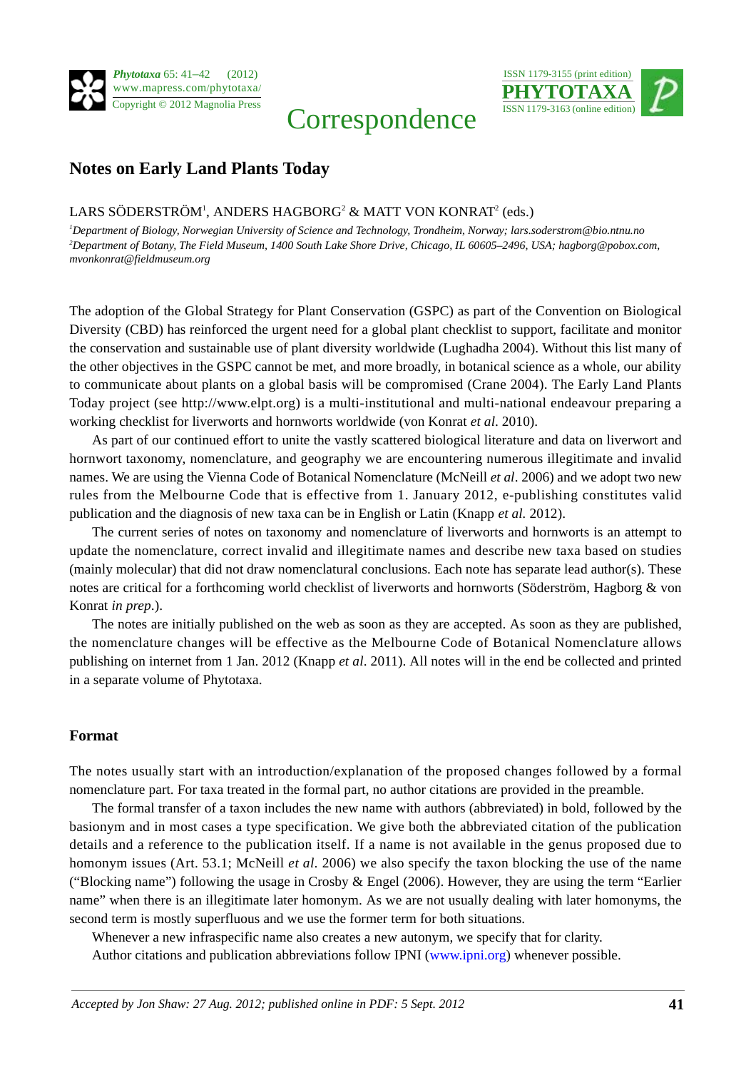Correspondence

# Notes on Early Land Plants Today

LARS SÖDERSTRÖM[1], ANDERS HAGBORG[2] & MATT VON KONRAT[2] (eds.)

[1]*Department of Biology, Norwegian University of Science and Technology, Trondheim, Norway; lars.soderstrom@bio.ntnu.no*
[2]*Department of Botany, The Field Museum, 1400 South Lake Shore Drive, Chicago, IL 60605–2496, USA; hagborg@pobox.com, mvonkonrat@fieldmuseum.org*

The adoption of the Global Strategy for Plant Conservation (GSPC) as part of the Convention on Biological Diversity (CBD) has reinforced the urgent need for a global plant checklist to support, facilitate and monitor the conservation and sustainable use of plant diversity worldwide (Lughadha 2004). Without this list many of the other objectives in the GSPC cannot be met, and more broadly, in botanical science as a whole, our ability to communicate about plants on a global basis will be compromised (Crane 2004). The Early Land Plants Today project (see http://www.elpt.org) is a multi-institutional and multi-national endeavour preparing a working checklist for liverworts and hornworts worldwide (von Konrat *et al.* 2010).

As part of our continued effort to unite the vastly scattered biological literature and data on liverwort and hornwort taxonomy, nomenclature, and geography we are encountering numerous illegitimate and invalid names. We are using the Vienna Code of Botanical Nomenclature (McNeill *et al*. 2006) and we adopt two new rules from the Melbourne Code that is effective from 1. January 2012, e-publishing constitutes valid publication and the diagnosis of new taxa can be in English or Latin (Knapp *et al.* 2012).

The current series of notes on taxonomy and nomenclature of liverworts and hornworts is an attempt to update the nomenclature, correct invalid and illegitimate names and describe new taxa based on studies (mainly molecular) that did not draw nomenclatural conclusions. Each note has separate lead author(s). These notes are critical for a forthcoming world checklist of liverworts and hornworts (Söderström, Hagborg & von Konrat *in prep*.).

The notes are initially published on the web as soon as they are accepted. As soon as they are published, the nomenclature changes will be effective as the Melbourne Code of Botanical Nomenclature allows publishing on internet from 1 Jan. 2012 (Knapp *et al*. 2011). All notes will in the end be collected and printed in a separate volume of Phytotaxa.

## Format

The notes usually start with an introduction/explanation of the proposed changes followed by a formal nomenclature part. For taxa treated in the formal part, no author citations are provided in the preamble.

The formal transfer of a taxon includes the new name with authors (abbreviated) in bold, followed by the basionym and in most cases a type specification. We give both the abbreviated citation of the publication details and a reference to the publication itself. If a name is not available in the genus proposed due to homonym issues (Art. 53.1; McNeill *et al*. 2006) we also specify the taxon blocking the use of the name ("Blocking name") following the usage in Crosby & Engel (2006). However, they are using the term "Earlier name" when there is an illegitimate later homonym. As we are not usually dealing with later homonyms, the second term is mostly superfluous and we use the former term for both situations.

Whenever a new infraspecific name also creates a new autonym, we specify that for clarity.

Author citations and publication abbreviations follow IPNI (www.ipni.org) whenever possible.

*Accepted by Jon Shaw: 27 Aug. 2012; published online in PDF: 5 Sept. 2012*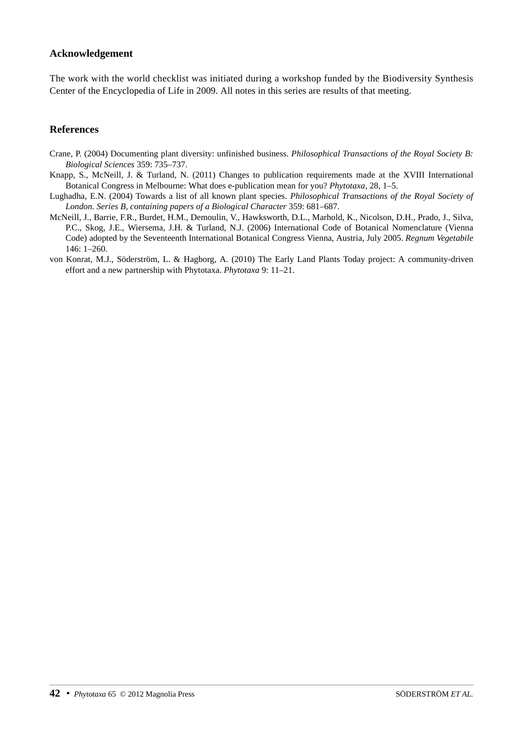## Acknowledgement

The work with the world checklist was initiated during a workshop funded by the Biodiversity Synthesis Center of the Encyclopedia of Life in 2009. All notes in this series are results of that meeting.

## References

Crane, P. (2004) Documenting plant diversity: unfinished business. *Philosophical Transactions of the Royal Society B: Biological Sciences* 359: 735–737.

Knapp, S., McNeill, J. & Turland, N. (2011) Changes to publication requirements made at the XVIII International Botanical Congress in Melbourne: What does e-publication mean for you? *Phytotaxa*, 28, 1–5.

Lughadha, E.N. (2004) Towards a list of all known plant species. *Philosophical Transactions of the Royal Society of London. Series B, containing papers of a Biological Character* 359: 681–687.

McNeill, J., Barrie, F.R., Burdet, H.M., Demoulin, V., Hawksworth, D.L., Marhold, K., Nicolson, D.H., Prado, J., Silva, P.C., Skog, J.E., Wiersema, J.H. & Turland, N.J. (2006) International Code of Botanical Nomenclature (Vienna Code) adopted by the Seventeenth International Botanical Congress Vienna, Austria, July 2005. *Regnum Vegetabile* 146: 1–260.

von Konrat, M.J., Söderström, L. & Hagborg, A. (2010) The Early Land Plants Today project: A community-driven effort and a new partnership with Phytotaxa. *Phytotaxa* 9: 11–21.